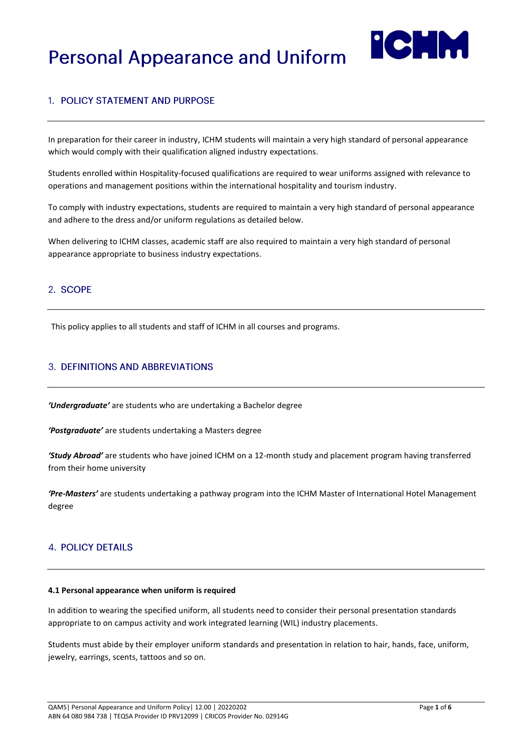# Personal Appearance and Uniform

## 1. POLICY STATEMENT AND PURPOSE

In preparation for their career in industry, ICHM students will maintain a very high standard of personal appearance which would comply with their qualification aligned industry expectations.

Students enrolled within Hospitality-focused qualifications are required to wear uniforms assigned with relevance to operations and management positions within the international hospitality and tourism industry.

To comply with industry expectations, students are required to maintain a very high standard of personal appearance and adhere to the dress and/or uniform regulations as detailed below.

When delivering to ICHM classes, academic staff are also required to maintain a very high standard of personal appearance appropriate to business industry expectations.

## 2. SCOPE

This policy applies to all students and staff of ICHM in all courses and programs.

## 3. DEFINITIONS AND ABBREVIATIONS

***'Undergraduate'*** are students who are undertaking a Bachelor degree

***'Postgraduate'*** are students undertaking a Masters degree

***'Study Abroad'*** are students who have joined ICHM on a 12-month study and placement program having transferred from their home university

***'Pre-Masters'*** are students undertaking a pathway program into the ICHM Master of International Hotel Management degree

## 4. POLICY DETAILS

**4.1 Personal appearance when uniform is required**

In addition to wearing the specified uniform, all students need to consider their personal presentation standards appropriate to on campus activity and work integrated learning (WIL) industry placements.

Students must abide by their employer uniform standards and presentation in relation to hair, hands, face, uniform, jewelry, earrings, scents, tattoos and so on.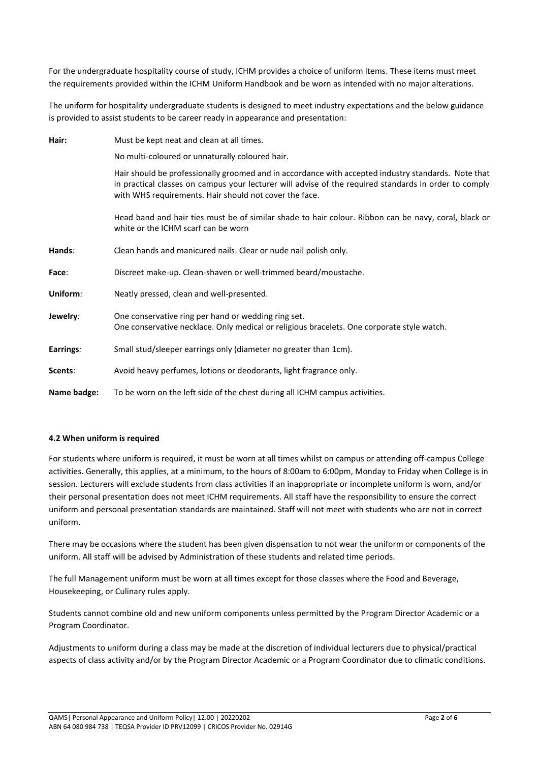For the undergraduate hospitality course of study, ICHM provides a choice of uniform items. These items must meet the requirements provided within the ICHM Uniform Handbook and be worn as intended with no major alterations.

The uniform for hospitality undergraduate students is designed to meet industry expectations and the below guidance is provided to assist students to be career ready in appearance and presentation:

**Hair:** Must be kept neat and clean at all times.

No multi-coloured or unnaturally coloured hair.

Hair should be professionally groomed and in accordance with accepted industry standards. Note that in practical classes on campus your lecturer will advise of the required standards in order to comply with WHS requirements. Hair should not cover the face.

Head band and hair ties must be of similar shade to hair colour. Ribbon can be navy, coral, black or white or the ICHM scarf can be worn

**Hands***:* Clean hands and manicured nails. Clear or nude nail polish only.

**Face**: Discreet make-up. Clean-shaven or well-trimmed beard/moustache.

**Uniform***:* Neatly pressed, clean and well-presented.

**Jewelry***:* One conservative ring per hand or wedding ring set.
One conservative necklace. Only medical or religious bracelets. One corporate style watch.

**Earrings***:* Small stud/sleeper earrings only (diameter no greater than 1cm).

**Scents**: Avoid heavy perfumes, lotions or deodorants, light fragrance only.

**Name badge:** To be worn on the left side of the chest during all ICHM campus activities.

### 4.2 When uniform is required

For students where uniform is required, it must be worn at all times whilst on campus or attending off-campus College activities. Generally, this applies, at a minimum, to the hours of 8:00am to 6:00pm, Monday to Friday when College is in session. Lecturers will exclude students from class activities if an inappropriate or incomplete uniform is worn, and/or their personal presentation does not meet ICHM requirements. All staff have the responsibility to ensure the correct uniform and personal presentation standards are maintained. Staff will not meet with students who are not in correct uniform.

There may be occasions where the student has been given dispensation to not wear the uniform or components of the uniform. All staff will be advised by Administration of these students and related time periods.

The full Management uniform must be worn at all times except for those classes where the Food and Beverage, Housekeeping, or Culinary rules apply.

Students cannot combine old and new uniform components unless permitted by the Program Director Academic or a Program Coordinator.

Adjustments to uniform during a class may be made at the discretion of individual lecturers due to physical/practical aspects of class activity and/or by the Program Director Academic or a Program Coordinator due to climatic conditions.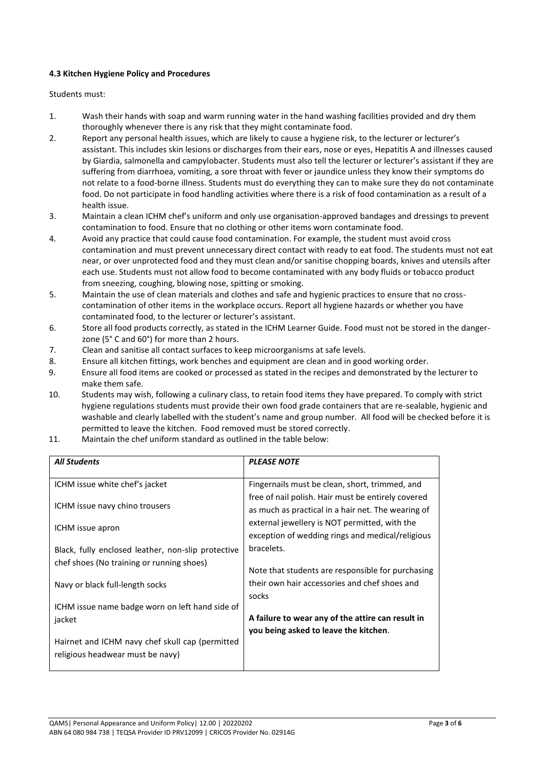**4.3 Kitchen Hygiene Policy and Procedures**

Students must:

1. Wash their hands with soap and warm running water in the hand washing facilities provided and dry them thoroughly whenever there is any risk that they might contaminate food.
2. Report any personal health issues, which are likely to cause a hygiene risk, to the lecturer or lecturer's assistant. This includes skin lesions or discharges from their ears, nose or eyes, Hepatitis A and illnesses caused by Giardia, salmonella and campylobacter. Students must also tell the lecturer or lecturer's assistant if they are suffering from diarrhoea, vomiting, a sore throat with fever or jaundice unless they know their symptoms do not relate to a food-borne illness. Students must do everything they can to make sure they do not contaminate food. Do not participate in food handling activities where there is a risk of food contamination as a result of a health issue.
3. Maintain a clean ICHM chef's uniform and only use organisation-approved bandages and dressings to prevent contamination to food. Ensure that no clothing or other items worn contaminate food.
4. Avoid any practice that could cause food contamination. For example, the student must avoid cross contamination and must prevent unnecessary direct contact with ready to eat food. The students must not eat near, or over unprotected food and they must clean and/or sanitise chopping boards, knives and utensils after each use. Students must not allow food to become contaminated with any body fluids or tobacco product from sneezing, coughing, blowing nose, spitting or smoking.
5. Maintain the use of clean materials and clothes and safe and hygienic practices to ensure that no cross-contamination of other items in the workplace occurs. Report all hygiene hazards or whether you have contaminated food, to the lecturer or lecturer's assistant.
6. Store all food products correctly, as stated in the ICHM Learner Guide. Food must not be stored in the danger-zone (5° C and 60°) for more than 2 hours.
7. Clean and sanitise all contact surfaces to keep microorganisms at safe levels.
8. Ensure all kitchen fittings, work benches and equipment are clean and in good working order.
9. Ensure all food items are cooked or processed as stated in the recipes and demonstrated by the lecturer to make them safe.
10. Students may wish, following a culinary class, to retain food items they have prepared. To comply with strict hygiene regulations students must provide their own food grade containers that are re-sealable, hygienic and washable and clearly labelled with the student's name and group number. All food will be checked before it is permitted to leave the kitchen. Food removed must be stored correctly.
11. Maintain the chef uniform standard as outlined in the table below:

| ***All Students*** | ***PLEASE NOTE*** |
|---|---|
| ICHM issue white chef's jacket<br><br>ICHM issue navy chino trousers<br><br>ICHM issue apron<br><br>Black, fully enclosed leather, non-slip protective chef shoes (No training or running shoes)<br><br>Navy or black full-length socks<br><br>ICHM issue name badge worn on left hand side of jacket<br><br>Hairnet and ICHM navy chef skull cap (permitted religious headwear must be navy) | Fingernails must be clean, short, trimmed, and free of nail polish. Hair must be entirely covered as much as practical in a hair net. The wearing of external jewellery is NOT permitted, with the exception of wedding rings and medical/religious bracelets.<br><br>Note that students are responsible for purchasing their own hair accessories and chef shoes and socks<br><br>**A failure to wear any of the attire can result in you being asked to leave the kitchen**. |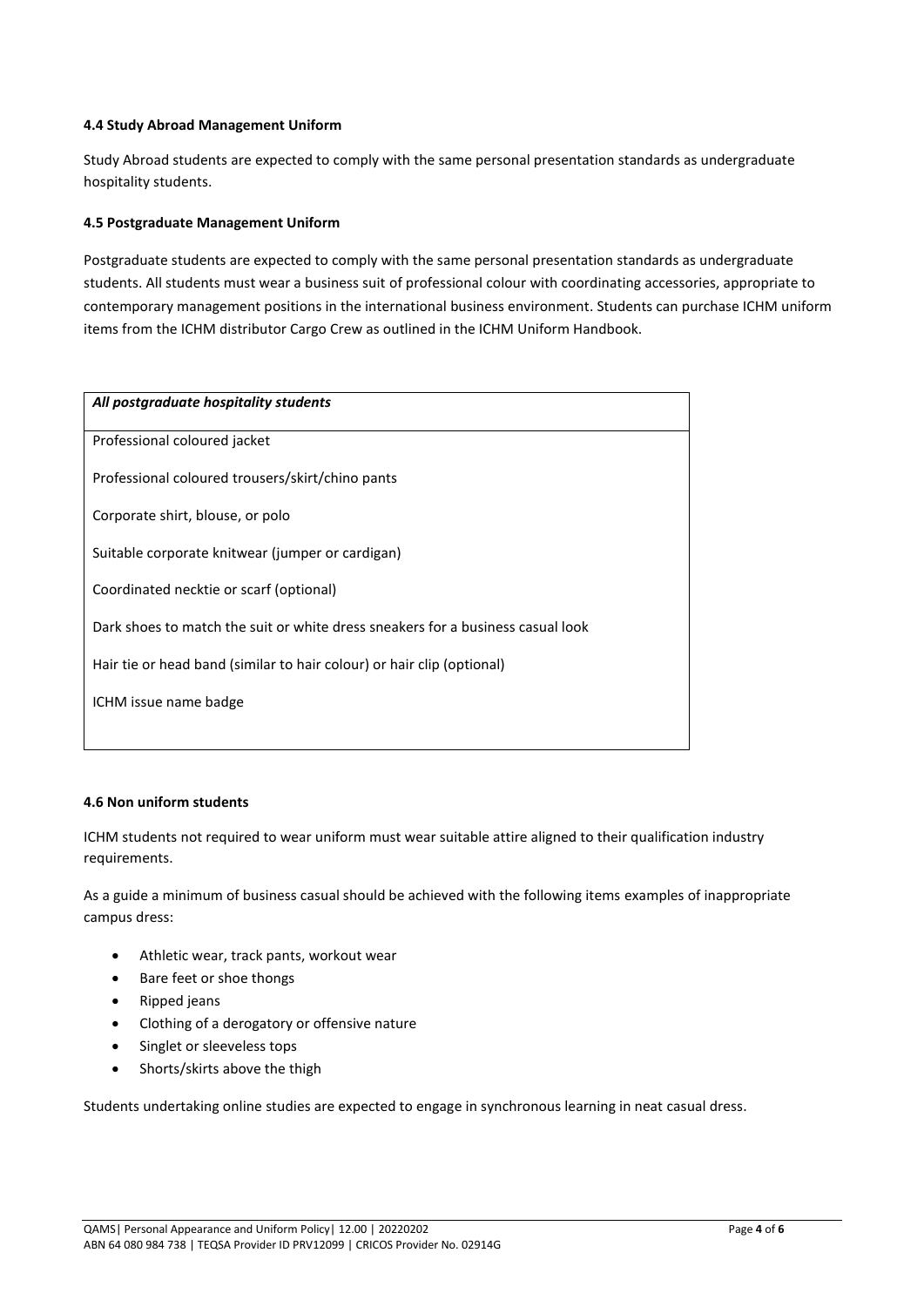**4.4 Study Abroad Management Uniform**

Study Abroad students are expected to comply with the same personal presentation standards as undergraduate hospitality students.

**4.5 Postgraduate Management Uniform**

Postgraduate students are expected to comply with the same personal presentation standards as undergraduate students. All students must wear a business suit of professional colour with coordinating accessories, appropriate to contemporary management positions in the international business environment. Students can purchase ICHM uniform items from the ICHM distributor Cargo Crew as outlined in the ICHM Uniform Handbook.

| ***All postgraduate hospitality students*** |
|---|
| Professional coloured jacket |
| Professional coloured trousers/skirt/chino pants |
| Corporate shirt, blouse, or polo |
| Suitable corporate knitwear (jumper or cardigan) |
| Coordinated necktie or scarf (optional) |
| Dark shoes to match the suit or white dress sneakers for a business casual look |
| Hair tie or head band (similar to hair colour) or hair clip (optional) |
| ICHM issue name badge |

**4.6 Non uniform students**

ICHM students not required to wear uniform must wear suitable attire aligned to their qualification industry requirements.

As a guide a minimum of business casual should be achieved with the following items examples of inappropriate campus dress:

- Athletic wear, track pants, workout wear
- Bare feet or shoe thongs
- Ripped jeans
- Clothing of a derogatory or offensive nature
- Singlet or sleeveless tops
- Shorts/skirts above the thigh

Students undertaking online studies are expected to engage in synchronous learning in neat casual dress.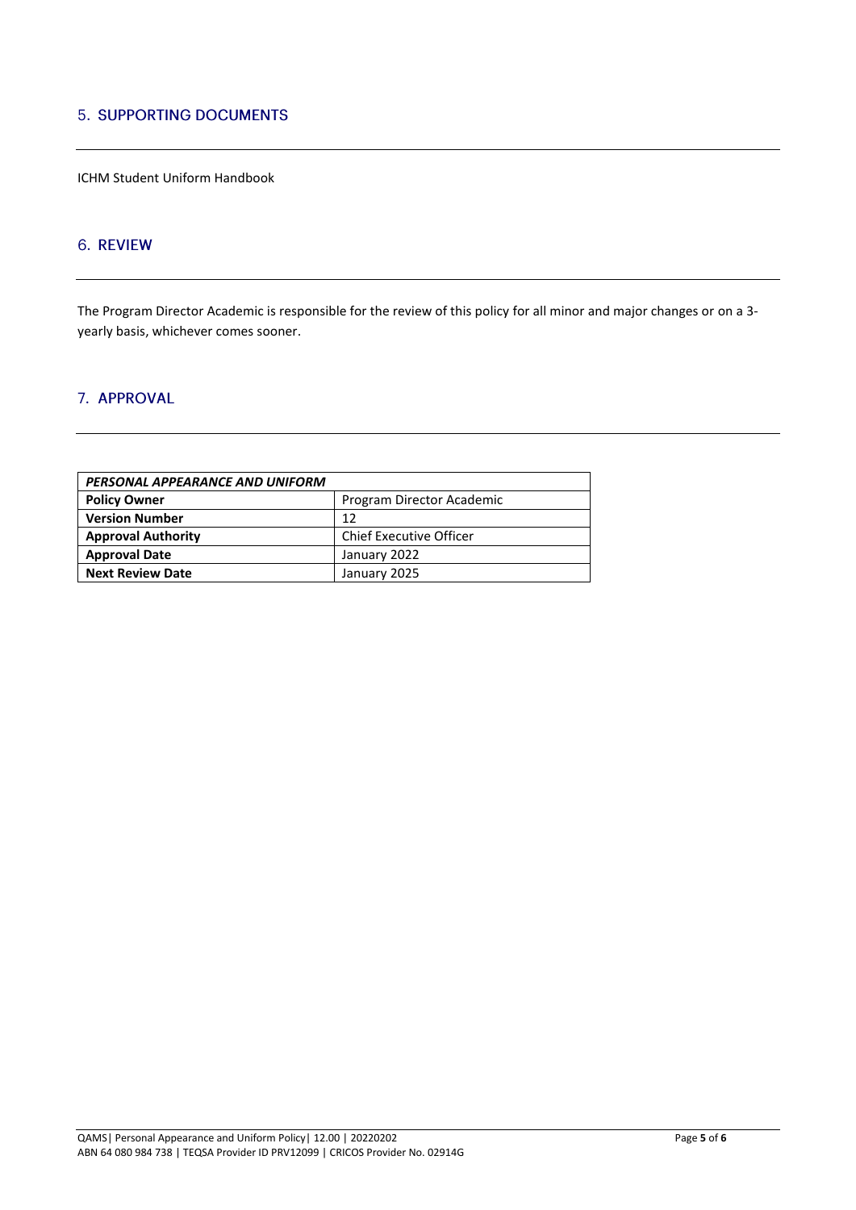## 5. SUPPORTING DOCUMENTS

ICHM Student Uniform Handbook

## 6. REVIEW

The Program Director Academic is responsible for the review of this policy for all minor and major changes or on a 3-yearly basis, whichever comes sooner.

## 7. APPROVAL

| ***PERSONAL APPEARANCE AND UNIFORM*** | |
|---|---|
| **Policy Owner** | Program Director Academic |
| **Version Number** | 12 |
| **Approval Authority** | Chief Executive Officer |
| **Approval Date** | January 2022 |
| **Next Review Date** | January 2025 |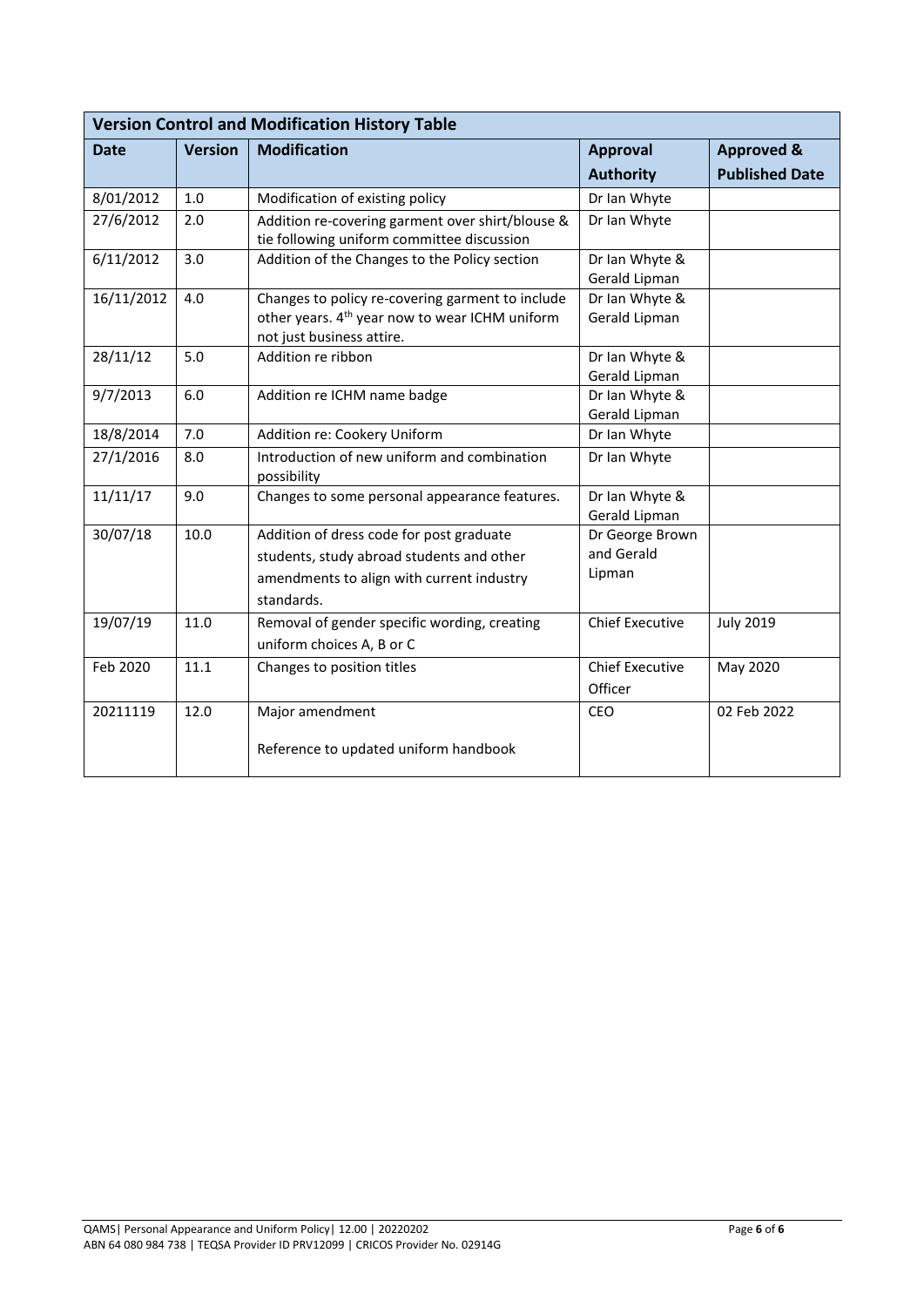| Version Control and Modification History Table | | | | |
|---|---|---|---|---|
| **Date** | **Version** | **Modification** | **Approval Authority** | **Approved & Published Date** |
| 8/01/2012 | 1.0 | Modification of existing policy | Dr Ian Whyte | |
| 27/6/2012 | 2.0 | Addition re-covering garment over shirt/blouse & tie following uniform committee discussion | Dr Ian Whyte | |
| 6/11/2012 | 3.0 | Addition of the Changes to the Policy section | Dr Ian Whyte & Gerald Lipman | |
| 16/11/2012 | 4.0 | Changes to policy re-covering garment to include other years. 4th year now to wear ICHM uniform not just business attire. | Dr Ian Whyte & Gerald Lipman | |
| 28/11/12 | 5.0 | Addition re ribbon | Dr Ian Whyte & Gerald Lipman | |
| 9/7/2013 | 6.0 | Addition re ICHM name badge | Dr Ian Whyte & Gerald Lipman | |
| 18/8/2014 | 7.0 | Addition re: Cookery Uniform | Dr Ian Whyte | |
| 27/1/2016 | 8.0 | Introduction of new uniform and combination possibility | Dr Ian Whyte | |
| 11/11/17 | 9.0 | Changes to some personal appearance features. | Dr Ian Whyte & Gerald Lipman | |
| 30/07/18 | 10.0 | Addition of dress code for post graduate students, study abroad students and other amendments to align with current industry standards. | Dr George Brown and Gerald Lipman | |
| 19/07/19 | 11.0 | Removal of gender specific wording, creating uniform choices A, B or C | Chief Executive | July 2019 |
| Feb 2020 | 11.1 | Changes to position titles | Chief Executive Officer | May 2020 |
| 20211119 | 12.0 | Major amendment<br><br>Reference to updated uniform handbook | CEO | 02 Feb 2022 |